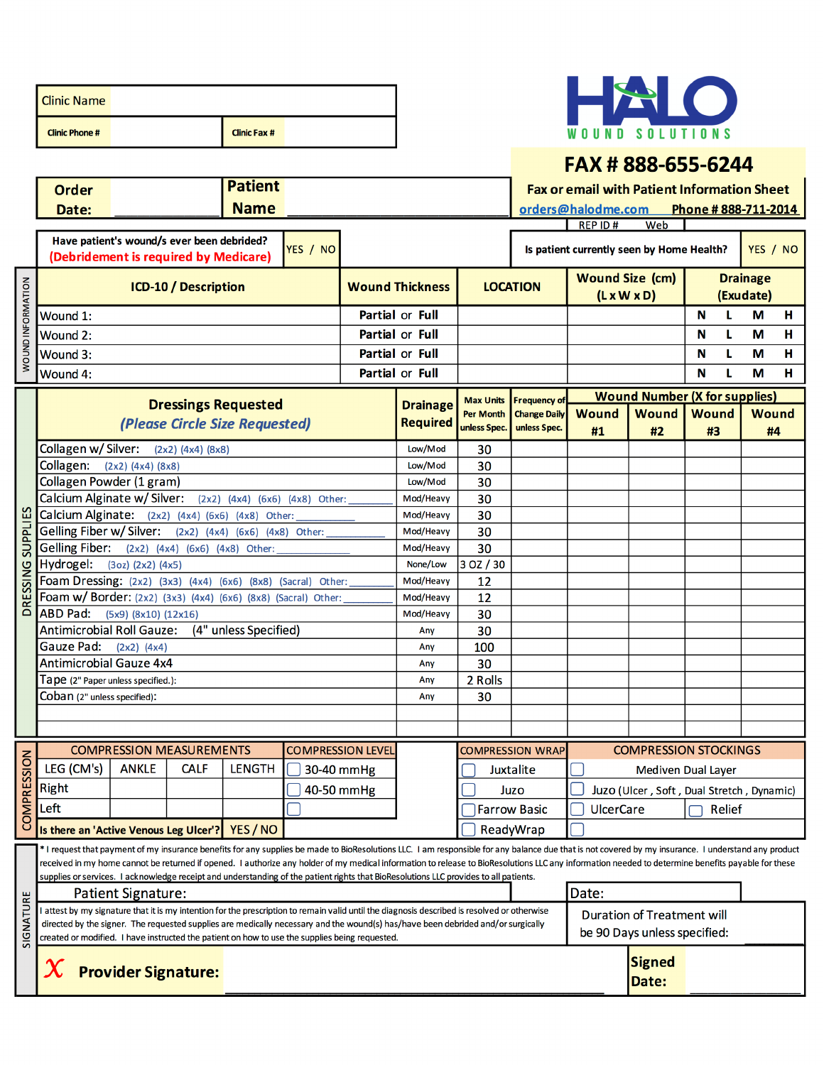| Clinic Name | | | |
|---|---|---|---|
| Clinic Phone # | | Clinic Fax # | |

**HALO WOUND SOLUTIONS**

# FAX # 888-655-6244

**Fax or email with Patient Information Sheet**

**orders@halodme.com** **Phone # 888-711-2014**

REP ID # Web

| Order Date: | | Patient Name | |
|---|---|---|---|

| Have patient's wound/s ever been debrided? (Debridement is required by Medicare) | YES / NO | Is patient currently seen by Home Health? | YES / NO |
|---|---|---|---|

**WOUND INFORMATION**

| ICD-10 / Description | Wound Thickness | LOCATION | Wound Size (cm) (L x W x D) | Drainage (Exudate) |
|---|---|---|---|---|
| Wound 1: | Partial or Full | | | N L M H |
| Wound 2: | Partial or Full | | | N L M H |
| Wound 3: | Partial or Full | | | N L M H |
| Wound 4: | Partial or Full | | | N L M H |

**DRESSING SUPPLIES**

| Dressings Requested *(Please Circle Size Requested)* | Drainage Required | Max Units Per Month unless Spec. | Frequency of Change Daily unless Spec. | Wound Number (X for supplies) Wound #1 | Wound #2 | Wound #3 | Wound #4 |
|---|---|---|---|---|---|---|---|
| Collagen w/ Silver: (2x2) (4x4) (8x8) | Low/Mod | 30 | | | | | |
| Collagen: (2x2) (4x4) (8x8) | Low/Mod | 30 | | | | | |
| Collagen Powder (1 gram) | Low/Mod | 30 | | | | | |
| Calcium Alginate w/ Silver: (2x2) (4x4) (6x6) (4x8) Other: | Mod/Heavy | 30 | | | | | |
| Calcium Alginate: (2x2) (4x4) (6x6) (4x8) Other: | Mod/Heavy | 30 | | | | | |
| Gelling Fiber w/ Silver: (2x2) (4x4) (6x6) (4x8) Other: | Mod/Heavy | 30 | | | | | |
| Gelling Fiber: (2x2) (4x4) (6x6) (4x8) Other: | Mod/Heavy | 30 | | | | | |
| Hydrogel: (3oz) (2x2) (4x5) | None/Low | 3 OZ / 30 | | | | | |
| Foam Dressing: (2x2) (3x3) (4x4) (6x6) (8x8) (Sacral) Other: | Mod/Heavy | 12 | | | | | |
| Foam w/ Border: (2x2) (3x3) (4x4) (6x6) (8x8) (Sacral) Other: | Mod/Heavy | 12 | | | | | |
| ABD Pad: (5x9) (8x10) (12x16) | Mod/Heavy | 30 | | | | | |
| Antimicrobial Roll Gauze: (4" unless Specified) | Any | 30 | | | | | |
| Gauze Pad: (2x2) (4x4) | Any | 100 | | | | | |
| Antimicrobial Gauze 4x4 | Any | 30 | | | | | |
| Tape (2" Paper unless specified.): | Any | 2 Rolls | | | | | |
| Coban (2" unless specified): | Any | 30 | | | | | |
| | | | | | | | |
| | | | | | | | |

**COMPRESSION**

| COMPRESSION MEASUREMENTS | | | | COMPRESSION LEVEL | COMPRESSION WRAP | COMPRESSION STOCKINGS | |
|---|---|---|---|---|---|---|---|
| LEG (CM's) | ANKLE | CALF | LENGTH | ☐ 30-40 mmHg | ☐ Juxtalite | ☐ Mediven Dual Layer | |
| Right | | | | ☐ 40-50 mmHg | ☐ Juzo | ☐ Juzo (Ulcer, Soft, Dual Stretch, Dynamic) | |
| Left | | | | ☐ | ☐ Farrow Basic | ☐ UlcerCare | ☐ Relief |
| Is there an 'Active Venous Leg Ulcer'? | YES / NO | | | | ☐ ReadyWrap | ☐ | |

**SIGNATURE**

\* I request that payment of my insurance benefits for any supplies be made to BioResolutions LLC. I am responsible for any balance due that is not covered by my insurance. I understand any product received in my home cannot be returned if opened. I authorize any holder of my medical information to release to BioResolutions LLC any information needed to determine benefits payable for these supplies or services. I acknowledge receipt and understanding of the patient rights that BioResolutions LLC provides to all patients.

| Patient Signature: | Date: |
|---|---|

I attest by my signature that it is my intention for the prescription to remain valid until the diagnosis described is resolved or otherwise directed by the signer. The requested supplies are medically necessary and the wound(s) has/have been debrided and/or surgically created or modified. I have instructed the patient on how to use the supplies being requested.

Duration of Treatment will be 90 Days unless specified: ________

| X **Provider Signature:** | | **Signed Date:** | |
|---|---|---|---|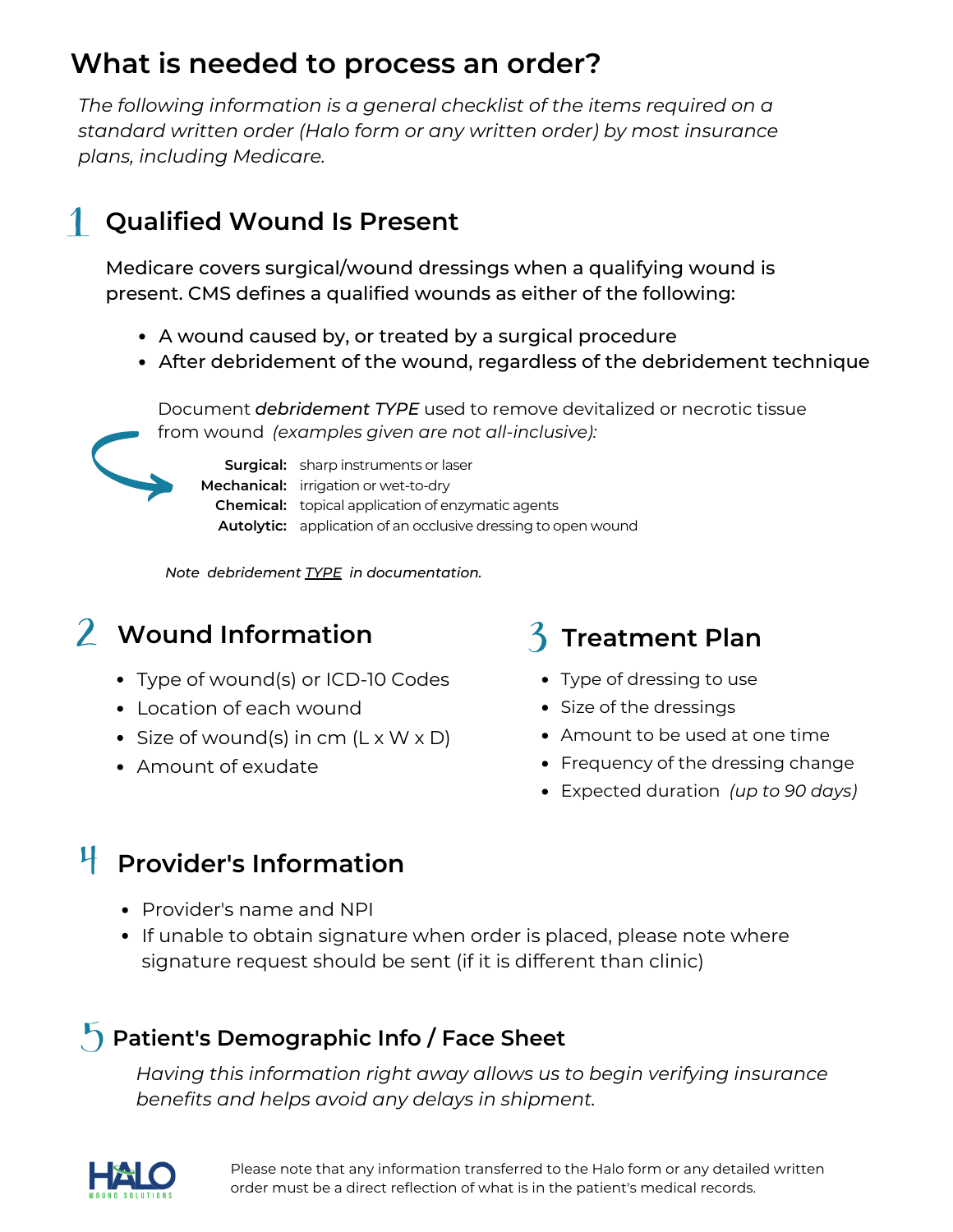# What is needed to process an order?

*The following information is a general checklist of the items required on a standard written order (Halo form or any written order) by most insurance plans, including Medicare.*

## 1 Qualified Wound Is Present

Medicare covers surgical/wound dressings when a qualifying wound is present. CMS defines a qualified wounds as either of the following:

- A wound caused by, or treated by a surgical procedure
- After debridement of the wound, regardless of the debridement technique

Document ***debridement TYPE*** used to remove devitalized or necrotic tissue from wound *(examples given are not all-inclusive):*

**Surgical:** sharp instruments or laser
**Mechanical:** irrigation or wet-to-dry
**Chemical:** topical application of enzymatic agents
**Autolytic:** application of an occlusive dressing to open wound

*Note debridement TYPE in documentation.*

## 2 Wound Information

- Type of wound(s) or ICD-10 Codes
- Location of each wound
- Size of wound(s) in cm (L x W x D)
- Amount of exudate

## 3 Treatment Plan

- Type of dressing to use
- Size of the dressings
- Amount to be used at one time
- Frequency of the dressing change
- Expected duration *(up to 90 days)*

## 4 Provider's Information

- Provider's name and NPI
- If unable to obtain signature when order is placed, please note where signature request should be sent (if it is different than clinic)

## 5 Patient's Demographic Info / Face Sheet

*Having this information right away allows us to begin verifying insurance benefits and helps avoid any delays in shipment.*

HALO WOUND SOLUTIONS

Please note that any information transferred to the Halo form or any detailed written order must be a direct reflection of what is in the patient's medical records.